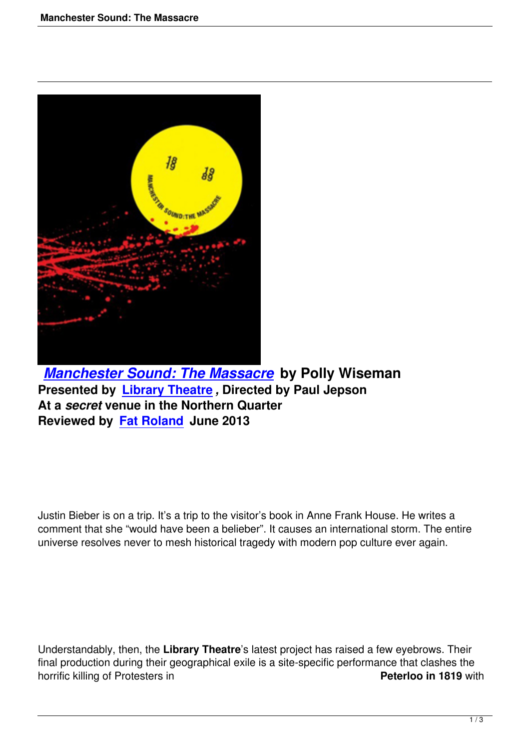*Manchester Sound: The Massacre* **by Polly Wiseman**
**Presented by Library Theatre*,* Directed by Paul Jepson**
**At a *secret* venue in the Northern Quarter**
**Reviewed by Fat Roland June 2013**

Justin Bieber is on a trip. It's a trip to the visitor's book in Anne Frank House. He writes a comment that she "would have been a belieber". It causes an international storm. The entire universe resolves never to mesh historical tragedy with modern pop culture ever again.

Understandably, then, the **Library Theatre**'s latest project has raised a few eyebrows. Their final production during their geographical exile is a site-specific performance that clashes the horrific killing of Protesters in **Peterloo in 1819** with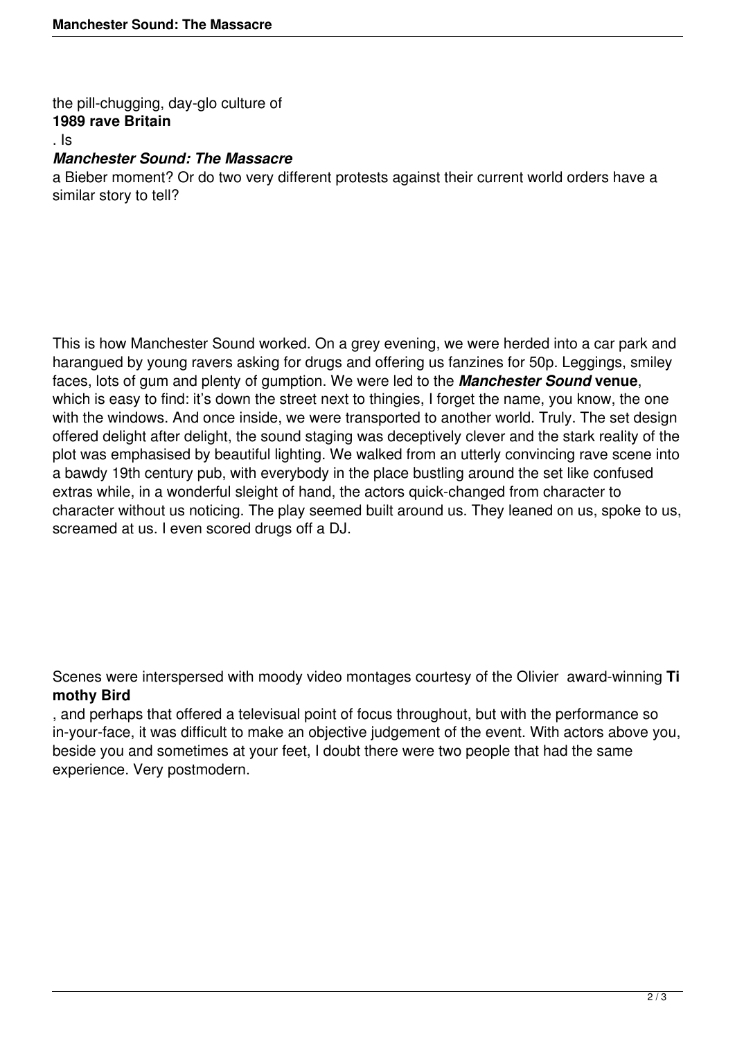the pill-chugging, day-glo culture of **1989 rave Britain**. Is ***Manchester Sound: The Massacre*** a Bieber moment? Or do two very different protests against their current world orders have a similar story to tell?

This is how Manchester Sound worked. On a grey evening, we were herded into a car park and harangued by young ravers asking for drugs and offering us fanzines for 50p. Leggings, smiley faces, lots of gum and plenty of gumption. We were led to the ***Manchester Sound* venue**, which is easy to find: it's down the street next to thingies, I forget the name, you know, the one with the windows. And once inside, we were transported to another world. Truly. The set design offered delight after delight, the sound staging was deceptively clever and the stark reality of the plot was emphasised by beautiful lighting. We walked from an utterly convincing rave scene into a bawdy 19th century pub, with everybody in the place bustling around the set like confused extras while, in a wonderful sleight of hand, the actors quick-changed from character to character without us noticing. The play seemed built around us. They leaned on us, spoke to us, screamed at us. I even scored drugs off a DJ.

Scenes were interspersed with moody video montages courtesy of the Olivier award-winning **Timothy Bird**, and perhaps that offered a televisual point of focus throughout, but with the performance so in-your-face, it was difficult to make an objective judgement of the event. With actors above you, beside you and sometimes at your feet, I doubt there were two people that had the same experience. Very postmodern.